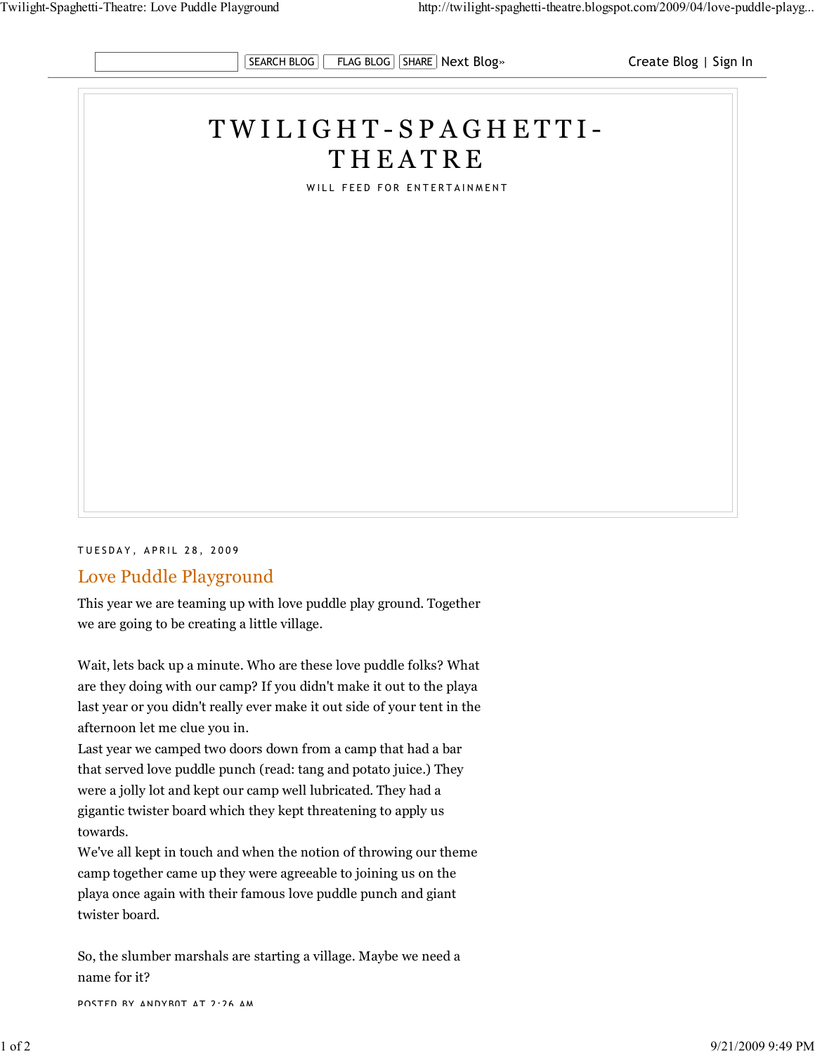# TWILIGHT-SPAGHETTI-THEATRE

WILL FEED FOR ENTERTAINMENT

TUESDAY, APRIL 28, 2009

## Love Puddle Playground

This year we are teaming up with love puddle play ground. Together we are going to be creating a little village.

Wait, lets back up a minute. Who are these love puddle folks? What are they doing with our camp? If you didn't make it out to the playa last year or you didn't really ever make it out side of your tent in the afternoon let me clue you in.
Last year we camped two doors down from a camp that had a bar that served love puddle punch (read: tang and potato juice.) They were a jolly lot and kept our camp well lubricated. They had a gigantic twister board which they kept threatening to apply us towards.
We've all kept in touch and when the notion of throwing our theme camp together came up they were agreeable to joining us on the playa once again with their famous love puddle punch and giant twister board.

So, the slumber marshals are starting a village. Maybe we need a name for it?

POSTED BY ANDYBOT AT 2:26 AM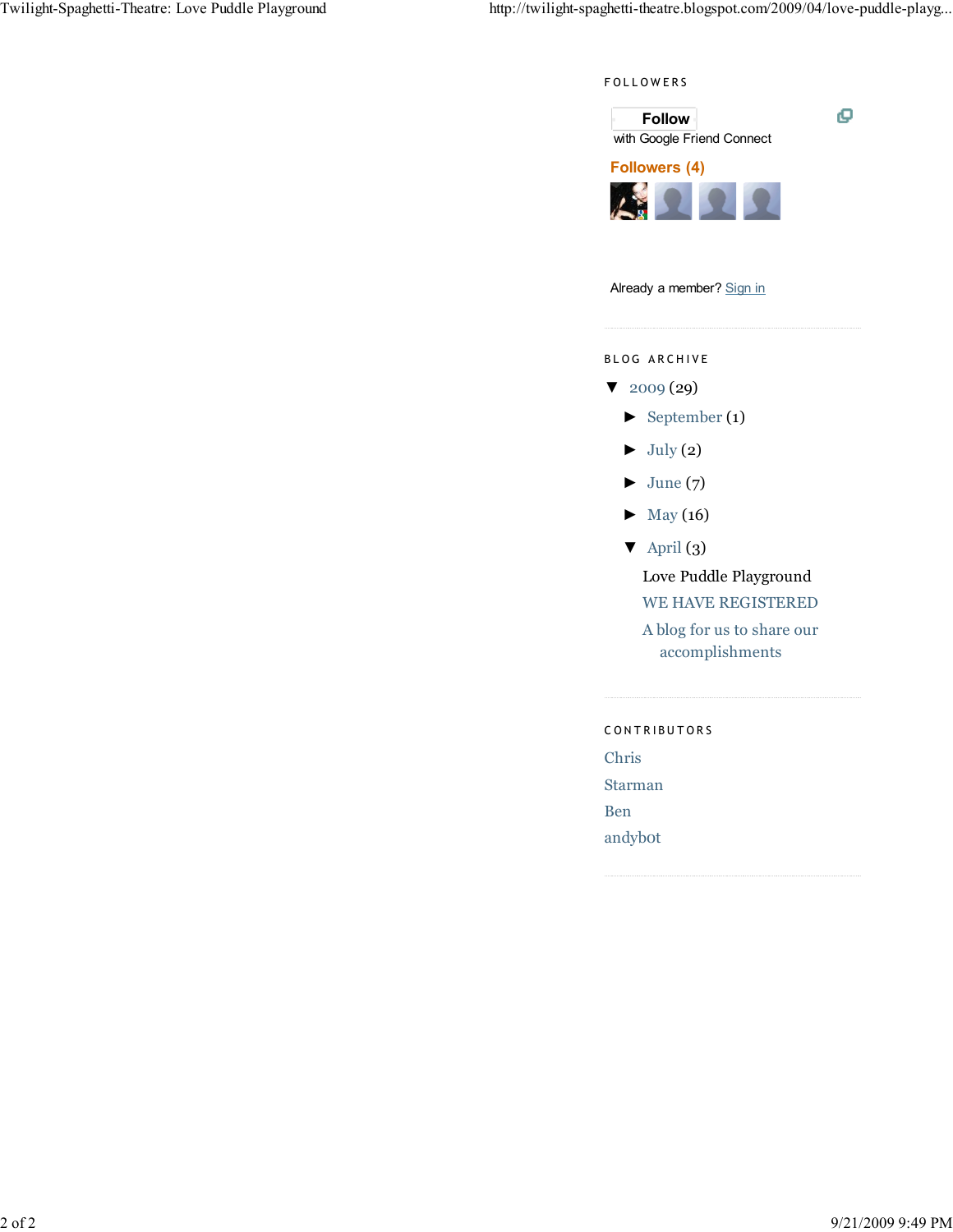## FOLLOWERS

Follow
with Google Friend Connect

**Followers (4)**

Already a member? Sign in

## BLOG ARCHIVE

- ▼ 2009 (29)
  - ► September (1)
  - ► July (2)
  - ► June (7)
  - ► May (16)
  - ▼ April (3)
    - Love Puddle Playground
    - WE HAVE REGISTERED
    - A blog for us to share our accomplishments

## CONTRIBUTORS

- Chris
- Starman
- Ben
- andybot